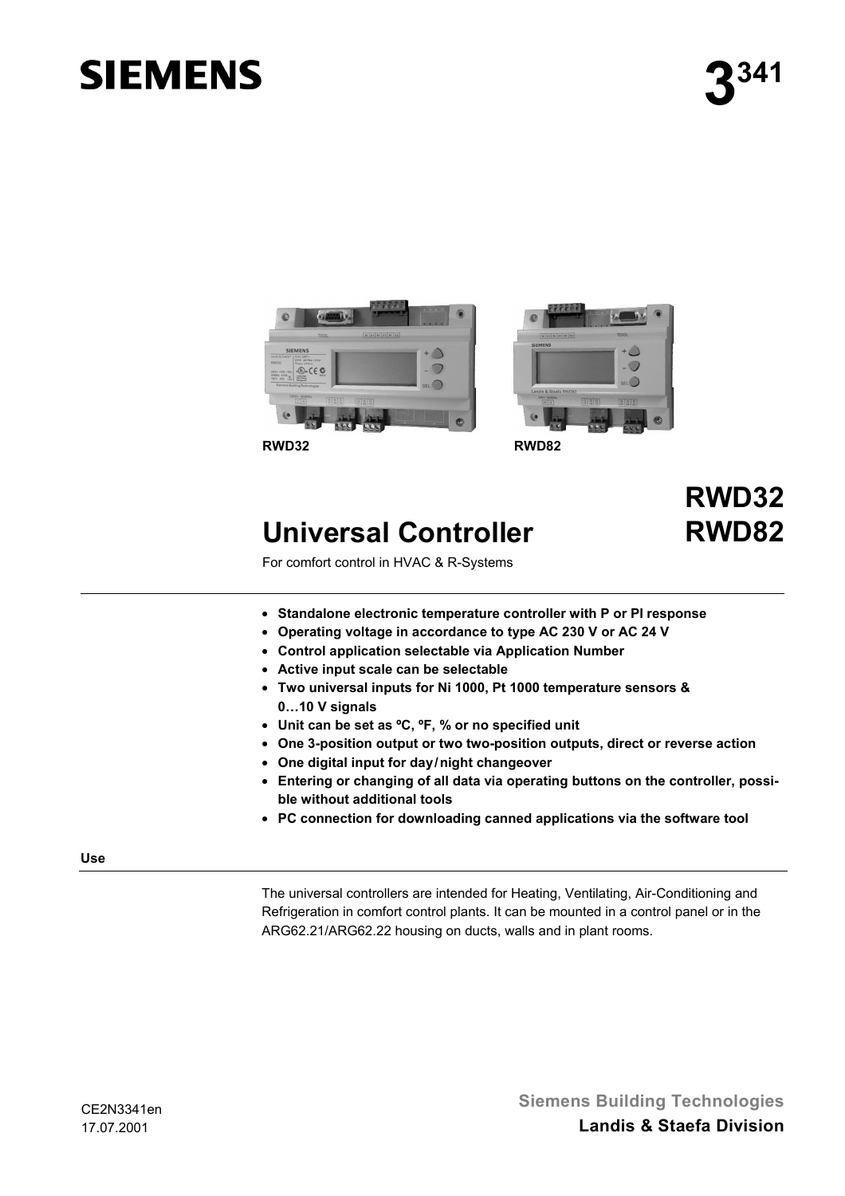**SIEMENS**

**3[341]**

RWD32 RWD82

# Universal Controller

# RWD32 RWD82

For comfort control in HVAC & R-Systems

- **Standalone electronic temperature controller with P or PI response**
- **Operating voltage in accordance to type AC 230 V or AC 24 V**
- **Control application selectable via Application Number**
- **Active input scale can be selectable**
- **Two universal inputs for Ni 1000, Pt 1000 temperature sensors & 0…10 V signals**
- **Unit can be set as ºC, ºF, % or no specified unit**
- **One 3-position output or two two-position outputs, direct or reverse action**
- **One digital input for day/night changeover**
- **Entering or changing of all data via operating buttons on the controller, possible without additional tools**
- **PC connection for downloading canned applications via the software tool**

## Use

The universal controllers are intended for Heating, Ventilating, Air-Conditioning and Refrigeration in comfort control plants. It can be mounted in a control panel or in the ARG62.21/ARG62.22 housing on ducts, walls and in plant rooms.

CE2N3341en
17.07.2001

**Siemens Building Technologies**
**Landis & Staefa Division**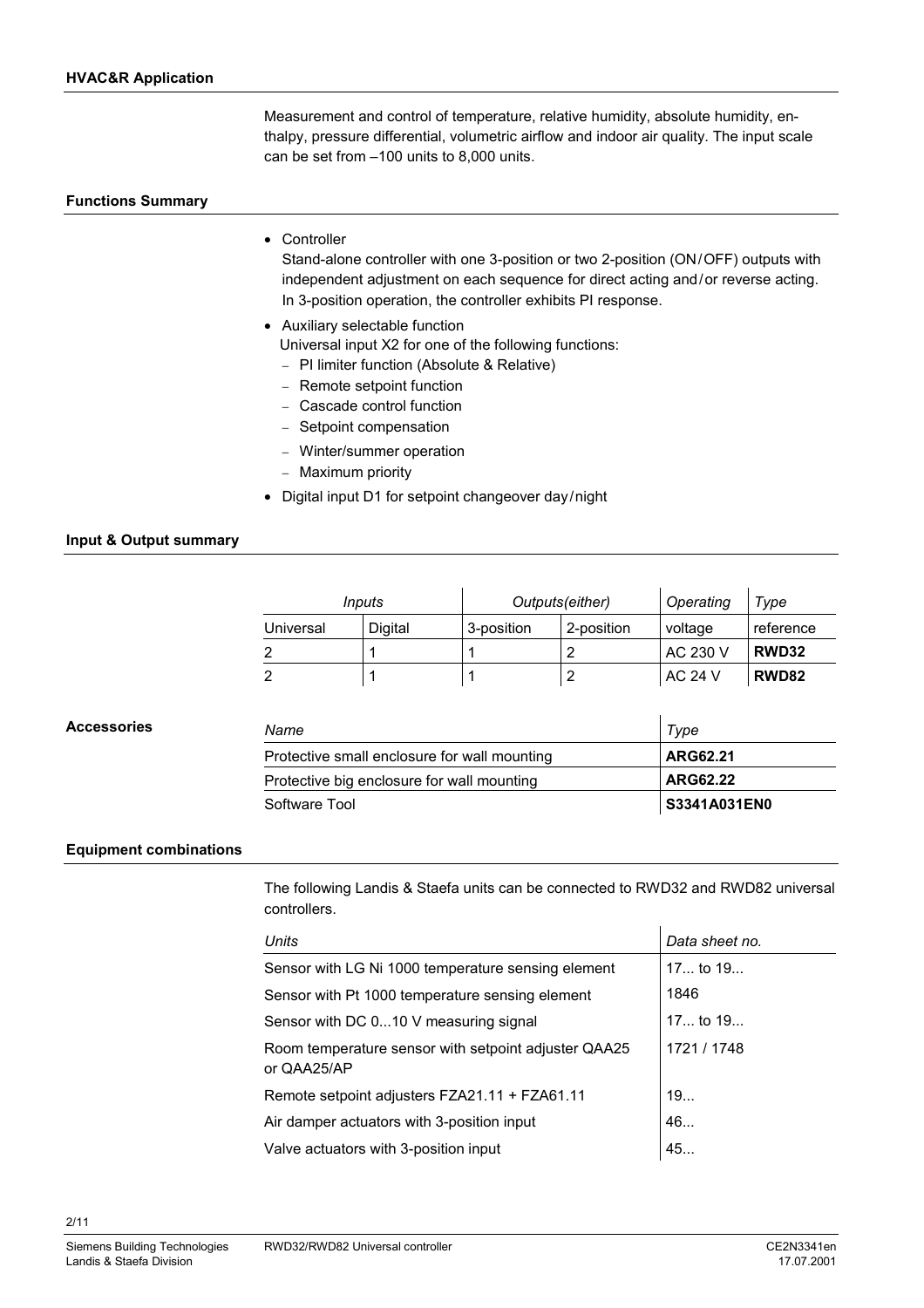## HVAC&R Application

Measurement and control of temperature, relative humidity, absolute humidity, enthalpy, pressure differential, volumetric airflow and indoor air quality. The input scale can be set from –100 units to 8,000 units.

## Functions Summary

- Controller
  Stand-alone controller with one 3-position or two 2-position (ON / OFF) outputs with independent adjustment on each sequence for direct acting and / or reverse acting. In 3-position operation, the controller exhibits PI response.
- Auxiliary selectable function
  Universal input X2 for one of the following functions:
  - PI limiter function (Absolute & Relative)
  - Remote setpoint function
  - Cascade control function
  - Setpoint compensation
  - Winter/summer operation
  - Maximum priority
- Digital input D1 for setpoint changeover day / night

## Input & Output summary

| *Inputs* | | *Outputs(either)* | | *Operating* | *Type* |
|---|---|---|---|---|---|
| Universal | Digital | 3-position | 2-position | voltage | reference |
| 2 | 1 | 1 | 2 | AC 230 V | **RWD32** |
| 2 | 1 | 1 | 2 | AC 24 V | **RWD82** |

## Accessories

| *Name* | *Type* |
|---|---|
| Protective small enclosure for wall mounting | **ARG62.21** |
| Protective big enclosure for wall mounting | **ARG62.22** |
| Software Tool | **S3341A031EN0** |

## Equipment combinations

The following Landis & Staefa units can be connected to RWD32 and RWD82 universal controllers.

| *Units* | *Data sheet no.* |
|---|---|
| Sensor with LG Ni 1000 temperature sensing element | 17... to 19... |
| Sensor with Pt 1000 temperature sensing element | 1846 |
| Sensor with DC 0...10 V measuring signal | 17... to 19... |
| Room temperature sensor with setpoint adjuster QAA25 or QAA25/AP | 1721 / 1748 |
| Remote setpoint adjusters FZA21.11 + FZA61.11 | 19... |
| Air damper actuators with 3-position input | 46... |
| Valve actuators with 3-position input | 45... |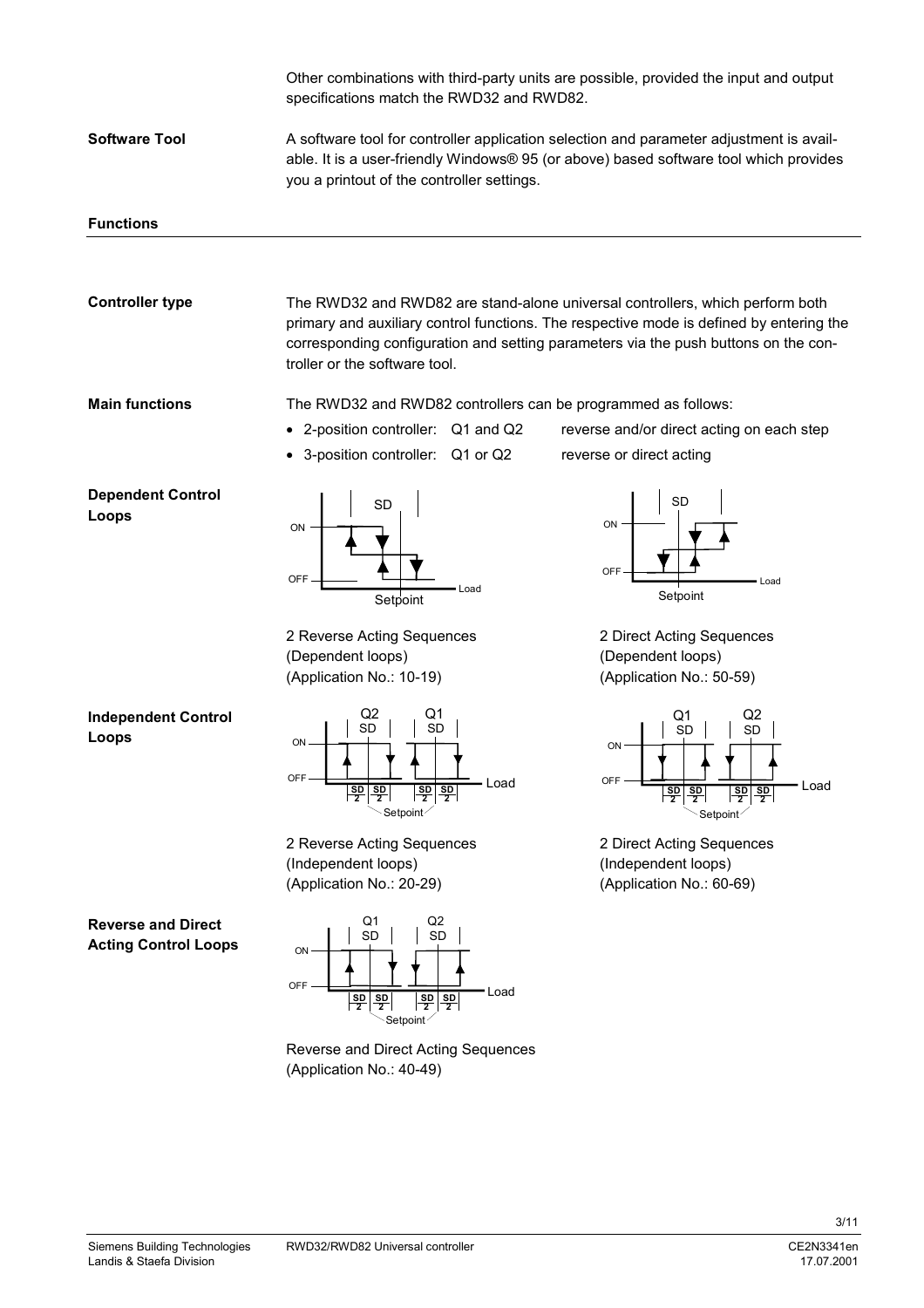Other combinations with third-party units are possible, provided the input and output specifications match the RWD32 and RWD82.

**Software Tool**

A software tool for controller application selection and parameter adjustment is available. It is a user-friendly Windows® 95 (or above) based software tool which provides you a printout of the controller settings.

## Functions

**Controller type**

The RWD32 and RWD82 are stand-alone universal controllers, which perform both primary and auxiliary control functions. The respective mode is defined by entering the corresponding configuration and setting parameters via the push buttons on the controller or the software tool.

**Main functions**

The RWD32 and RWD82 controllers can be programmed as follows:

- 2-position controller: Q1 and Q2 reverse and/or direct acting on each step
- 3-position controller: Q1 or Q2 reverse or direct acting

**Dependent Control Loops**

2 Reverse Acting Sequences
(Dependent loops)
(Application No.: 10-19)

2 Direct Acting Sequences
(Dependent loops)
(Application No.: 50-59)

**Independent Control Loops**

2 Reverse Acting Sequences
(Independent loops)
(Application No.: 20-29)

2 Direct Acting Sequences
(Independent loops)
(Application No.: 60-69)

**Reverse and Direct Acting Control Loops**

Reverse and Direct Acting Sequences
(Application No.: 40-49)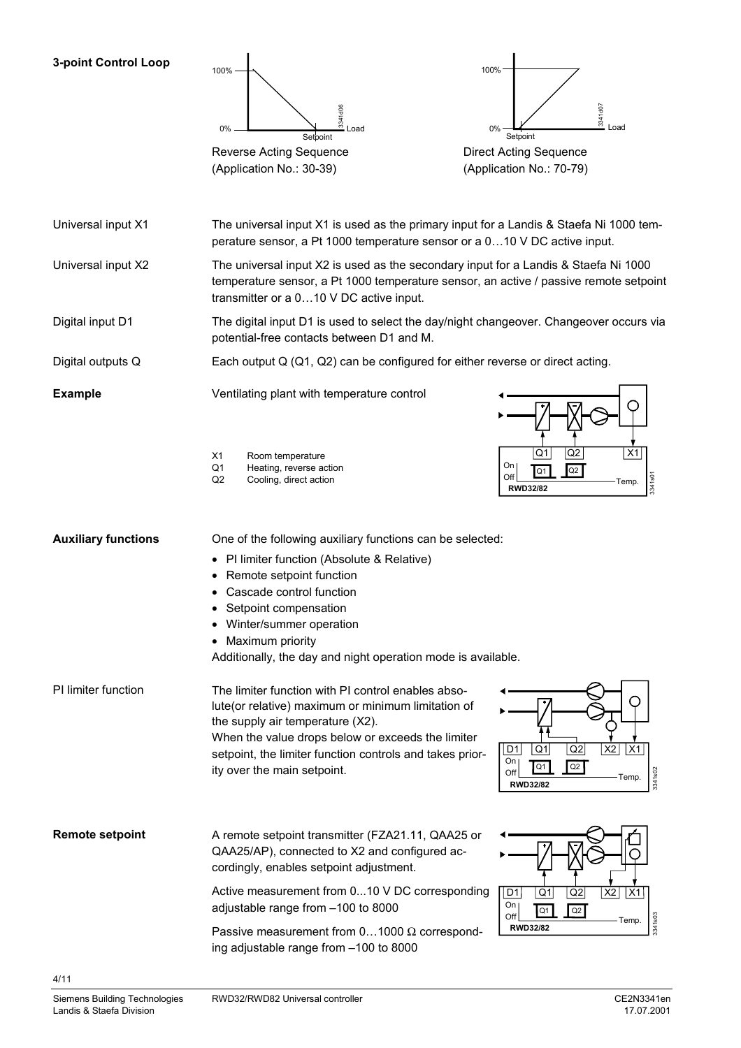**3-point Control Loop**

Reverse Acting Sequence (Application No.: 30-39)

Direct Acting Sequence (Application No.: 70-79)

Universal input X1 — The universal input X1 is used as the primary input for a Landis & Staefa Ni 1000 temperature sensor, a Pt 1000 temperature sensor or a 0…10 V DC active input.

Universal input X2 — The universal input X2 is used as the secondary input for a Landis & Staefa Ni 1000 temperature sensor, a Pt 1000 temperature sensor, an active / passive remote setpoint transmitter or a 0…10 V DC active input.

Digital input D1 — The digital input D1 is used to select the day/night changeover. Changeover occurs via potential-free contacts between D1 and M.

Digital outputs Q — Each output Q (Q1, Q2) can be configured for either reverse or direct acting.

**Example**

Ventilating plant with temperature control

- X1 Room temperature
- Q1 Heating, reverse action
- Q2 Cooling, direct action

**Auxiliary functions**

One of the following auxiliary functions can be selected:

- PI limiter function (Absolute & Relative)
- Remote setpoint function
- Cascade control function
- Setpoint compensation
- Winter/summer operation
- Maximum priority

Additionally, the day and night operation mode is available.

PI limiter function

The limiter function with PI control enables absolute(or relative) maximum or minimum limitation of the supply air temperature (X2).
When the value drops below or exceeds the limiter setpoint, the limiter function controls and takes priority over the main setpoint.

**Remote setpoint**

A remote setpoint transmitter (FZA21.11, QAA25 or QAA25/AP), connected to X2 and configured accordingly, enables setpoint adjustment.

Active measurement from 0...10 V DC corresponding adjustable range from –100 to 8000

Passive measurement from 0…1000 Ω corresponding adjustable range from –100 to 8000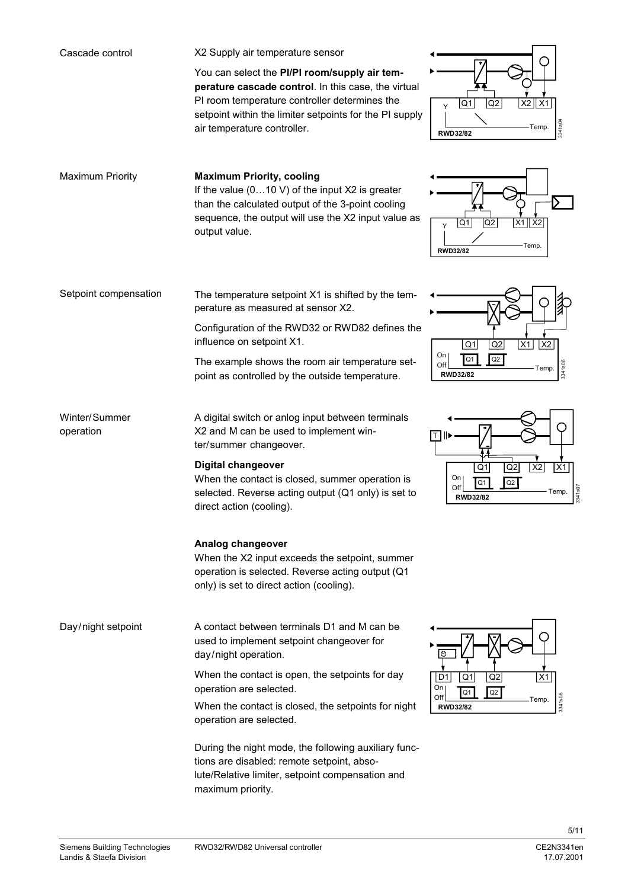Cascade control

X2 Supply air temperature sensor

You can select the **PI/PI room/supply air temperature cascade control**. In this case, the virtual PI room temperature controller determines the setpoint within the limiter setpoints for the PI supply air temperature controller.

Maximum Priority

**Maximum Priority, cooling**
If the value (0…10 V) of the input X2 is greater than the calculated output of the 3-point cooling sequence, the output will use the X2 input value as output value.

Setpoint compensation

The temperature setpoint X1 is shifted by the temperature as measured at sensor X2.

Configuration of the RWD32 or RWD82 defines the influence on setpoint X1.

The example shows the room air temperature setpoint as controlled by the outside temperature.

Winter/Summer operation

A digital switch or anlog input between terminals X2 and M can be used to implement winter/summer changeover.

**Digital changeover**
When the contact is closed, summer operation is selected. Reverse acting output (Q1 only) is set to direct action (cooling).

**Analog changeover**
When the X2 input exceeds the setpoint, summer operation is selected. Reverse acting output (Q1 only) is set to direct action (cooling).

Day/night setpoint

A contact between terminals D1 and M can be used to implement setpoint changeover for day/night operation.

When the contact is open, the setpoints for day operation are selected.

When the contact is closed, the setpoints for night operation are selected.

During the night mode, the following auxiliary functions are disabled: remote setpoint, absolute/Relative limiter, setpoint compensation and maximum priority.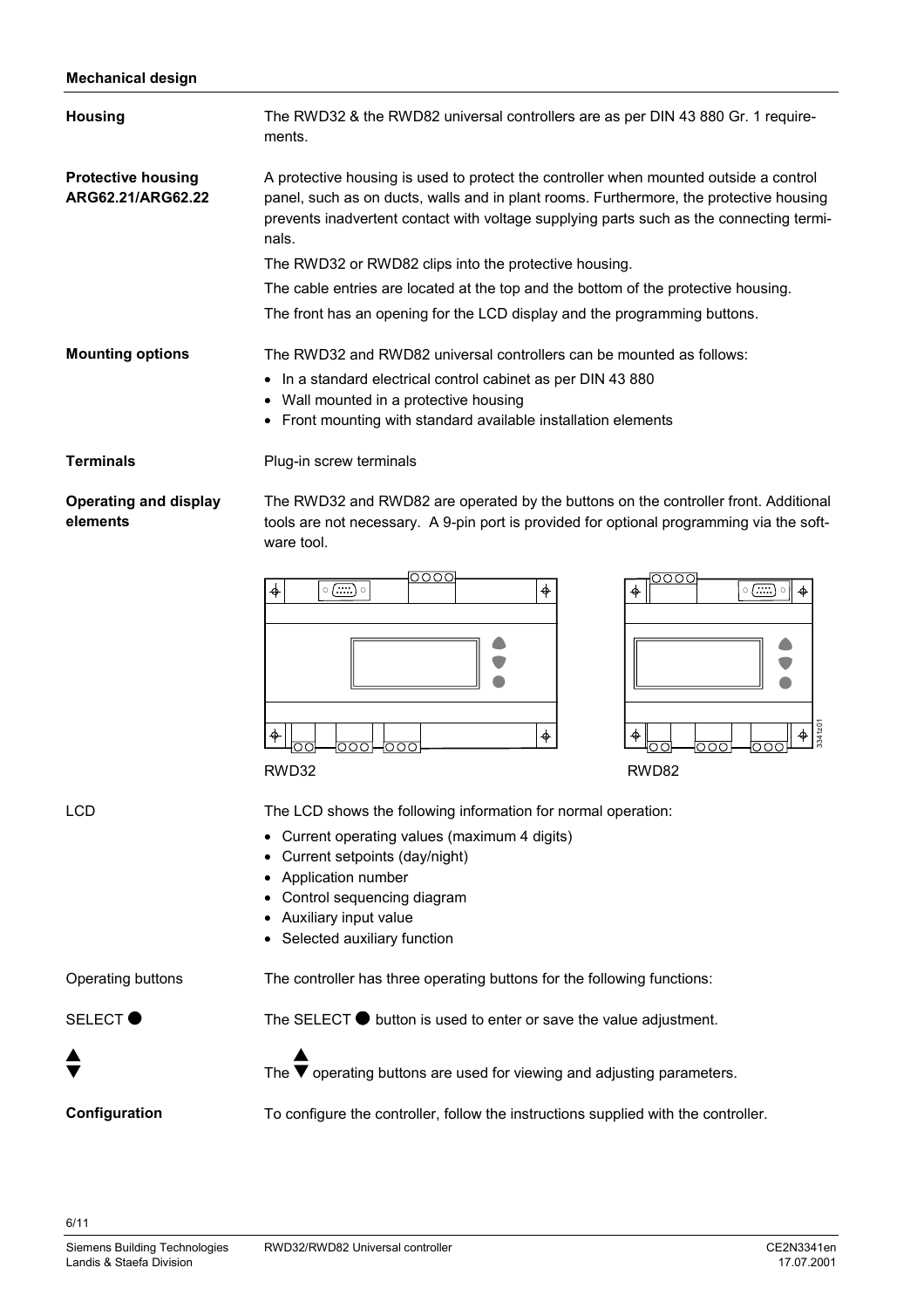## Mechanical design

**Housing**

The RWD32 & the RWD82 universal controllers are as per DIN 43 880 Gr. 1 requirements.

**Protective housing ARG62.21/ARG62.22**

A protective housing is used to protect the controller when mounted outside a control panel, such as on ducts, walls and in plant rooms. Furthermore, the protective housing prevents inadvertent contact with voltage supplying parts such as the connecting terminals.

The RWD32 or RWD82 clips into the protective housing.

The cable entries are located at the top and the bottom of the protective housing.

The front has an opening for the LCD display and the programming buttons.

**Mounting options**

The RWD32 and RWD82 universal controllers can be mounted as follows:

- In a standard electrical control cabinet as per DIN 43 880
- Wall mounted in a protective housing
- Front mounting with standard available installation elements

**Terminals**

Plug-in screw terminals

**Operating and display elements**

The RWD32 and RWD82 are operated by the buttons on the controller front. Additional tools are not necessary. A 9-pin port is provided for optional programming via the software tool.

RWD32

RWD82

LCD

The LCD shows the following information for normal operation:

- Current operating values (maximum 4 digits)
- Current setpoints (day/night)
- Application number
- Control sequencing diagram
- Auxiliary input value
- Selected auxiliary function

Operating buttons

The controller has three operating buttons for the following functions:

SELECT ●

The SELECT ● button is used to enter or save the value adjustment.

▲▼

The ▲▼ operating buttons are used for viewing and adjusting parameters.

**Configuration**

To configure the controller, follow the instructions supplied with the controller.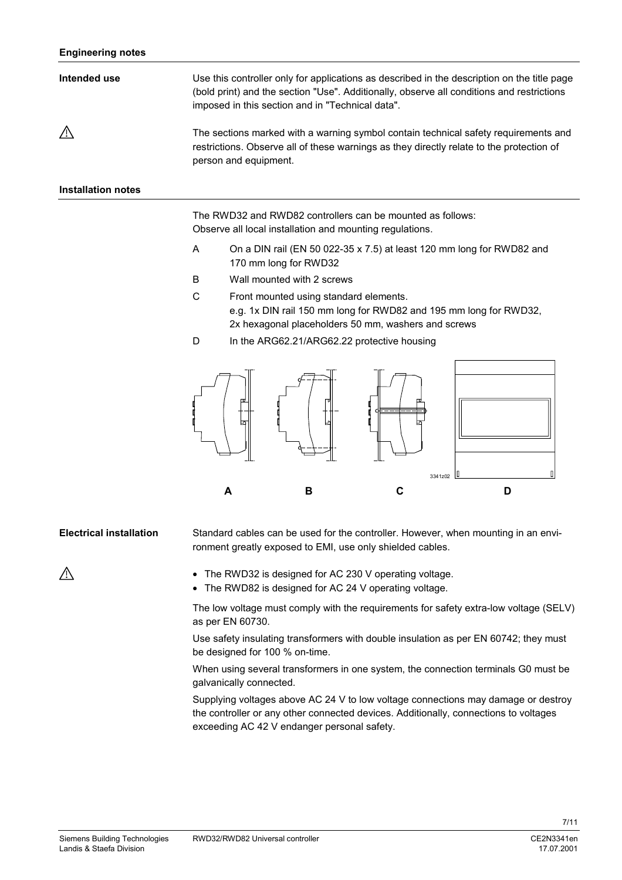## Engineering notes

**Intended use**

Use this controller only for applications as described in the description on the title page (bold print) and the section "Use". Additionally, observe all conditions and restrictions imposed in this section and in "Technical data".

⚠

The sections marked with a warning symbol contain technical safety requirements and restrictions. Observe all of these warnings as they directly relate to the protection of person and equipment.

## Installation notes

The RWD32 and RWD82 controllers can be mounted as follows:
Observe all local installation and mounting regulations.

- A On a DIN rail (EN 50 022-35 x 7.5) at least 120 mm long for RWD82 and 170 mm long for RWD32
- B Wall mounted with 2 screws
- C Front mounted using standard elements.
  e.g. 1x DIN rail 150 mm long for RWD82 and 195 mm long for RWD32,
  2x hexagonal placeholders 50 mm, washers and screws
- D In the ARG62.21/ARG62.22 protective housing

3341z02

A B C D

**Electrical installation**

Standard cables can be used for the controller. However, when mounting in an environment greatly exposed to EMI, use only shielded cables.

⚠

- The RWD32 is designed for AC 230 V operating voltage.
- The RWD82 is designed for AC 24 V operating voltage.

The low voltage must comply with the requirements for safety extra-low voltage (SELV) as per EN 60730.

Use safety insulating transformers with double insulation as per EN 60742; they must be designed for 100 % on-time.

When using several transformers in one system, the connection terminals G0 must be galvanically connected.

Supplying voltages above AC 24 V to low voltage connections may damage or destroy the controller or any other connected devices. Additionally, connections to voltages exceeding AC 42 V endanger personal safety.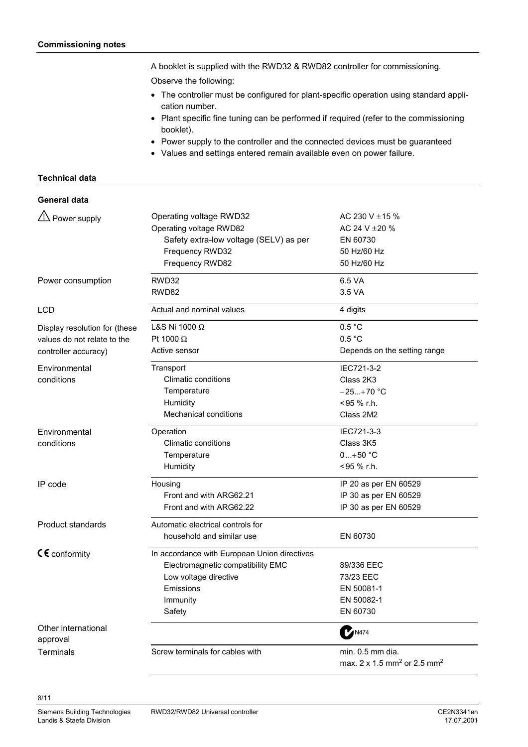## Commissioning notes

A booklet is supplied with the RWD32 & RWD82 controller for commissioning.

Observe the following:

- The controller must be configured for plant-specific operation using standard application number.
- Plant specific fine tuning can be performed if required (refer to the commissioning booklet).
- Power supply to the controller and the connected devices must be guaranteed
- Values and settings entered remain available even on power failure.

## Technical data

### General data

| | | |
|---|---|---|
| ⚠ Power supply | Operating voltage RWD32 | AC 230 V ±15 % |
| | Operating voltage RWD82 | AC 24 V ±20 % |
| | Safety extra-low voltage (SELV) as per | EN 60730 |
| | Frequency RWD32 | 50 Hz/60 Hz |
| | Frequency RWD82 | 50 Hz/60 Hz |
| Power consumption | RWD32 | 6.5 VA |
| | RWD82 | 3.5 VA |
| LCD | Actual and nominal values | 4 digits |
| Display resolution for (these values do not relate to the controller accuracy) | L&S Ni 1000 Ω | 0.5 °C |
| | Pt 1000 Ω | 0.5 °C |
| | Active sensor | Depends on the setting range |
| Environmental conditions | Transport | IEC721-3-2 |
| | Climatic conditions | Class 2K3 |
| | Temperature | −25...+70 °C |
| | Humidity | <95 % r.h. |
| | Mechanical conditions | Class 2M2 |
| Environmental conditions | Operation | IEC721-3-3 |
| | Climatic conditions | Class 3K5 |
| | Temperature | 0...+50 °C |
| | Humidity | <95 % r.h. |
| IP code | Housing | IP 20 as per EN 60529 |
| | Front and with ARG62.21 | IP 30 as per EN 60529 |
| | Front and with ARG62.22 | IP 30 as per EN 60529 |
| Product standards | Automatic electrical controls for household and similar use | EN 60730 |
| CE conformity | In accordance with European Union directives | |
| | Electromagnetic compatibility EMC | 89/336 EEC |
| | Low voltage directive | 73/23 EEC |
| | Emissions | EN 50081-1 |
| | Immunity | EN 50082-1 |
| | Safety | EN 60730 |
| Other international approval | | C-Tick N474 |
| Terminals | Screw terminals for cables with | min. 0.5 mm dia. max. 2 x 1.5 mm² or 2.5 mm² |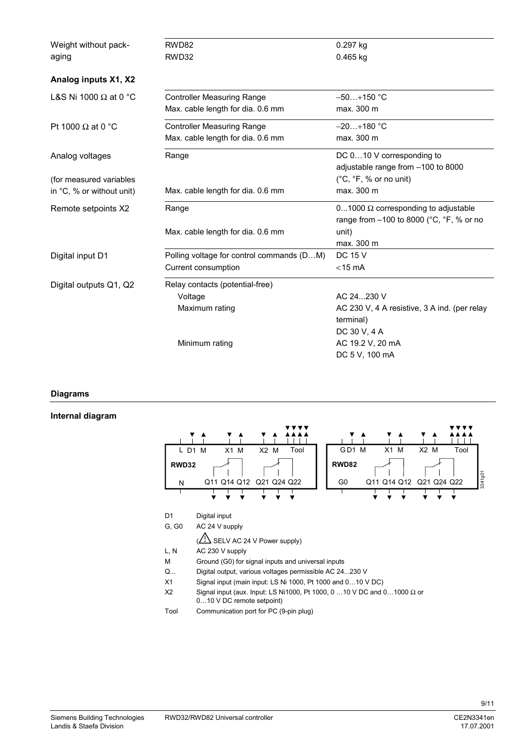| Weight without packaging | RWD82 | 0.297 kg |
|---|---|---|
| | RWD32 | 0.465 kg |

**Analog inputs X1, X2**

| | | |
|---|---|---|
| L&S Ni 1000 Ω at 0 °C | Controller Measuring Range | −50…+150 °C |
| | Max. cable length for dia. 0.6 mm | max. 300 m |
| Pt 1000 Ω at 0 °C | Controller Measuring Range | −20…+180 °C |
| | Max. cable length for dia. 0.6 mm | max. 300 m |
| Analog voltages (for measured variables in °C, % or without unit) | Range | DC 0…10 V corresponding to adjustable range from –100 to 8000 (°C, °F, % or no unit) |
| | Max. cable length for dia. 0.6 mm | max. 300 m |
| Remote setpoints X2 | Range | 0...1000 Ω corresponding to adjustable range from –100 to 8000 (°C, °F, % or no unit) |
| | Max. cable length for dia. 0.6 mm | max. 300 m |
| Digital input D1 | Polling voltage for control commands (D…M) | DC 15 V |
| | Current consumption | <15 mA |
| Digital outputs Q1, Q2 | Relay contacts (potential-free) | |
| | Voltage | AC 24...230 V |
| | Maximum rating | AC 230 V, 4 A resistive, 3 A ind. (per relay terminal) |
| | | DC 30 V, 4 A |
| | Minimum rating | AC 19.2 V, 20 mA |
| | | DC 5 V, 100 mA |

## Diagrams

### Internal diagram

RWD32: L D1 M X1 M X2 M Tool / N Q11 Q14 Q12 Q21 Q24 Q22

RWD82: G D1 M X1 M X2 M Tool / G0 Q11 Q14 Q12 Q21 Q24 Q22

3341g01

| | |
|---|---|
| D1 | Digital input |
| G, G0 | AC 24 V supply (⚠ SELV AC 24 V Power supply) |
| L, N | AC 230 V supply |
| M | Ground (G0) for signal inputs and universal inputs |
| Q... | Digital output, various voltages permissible AC 24...230 V |
| X1 | Signal input (main input: LS Ni 1000, Pt 1000 and 0…10 V DC) |
| X2 | Signal input (aux. Input: LS Ni1000, Pt 1000, 0 …10 V DC and 0…1000 Ω or 0…10 V DC remote setpoint) |
| Tool | Communication port for PC (9-pin plug) |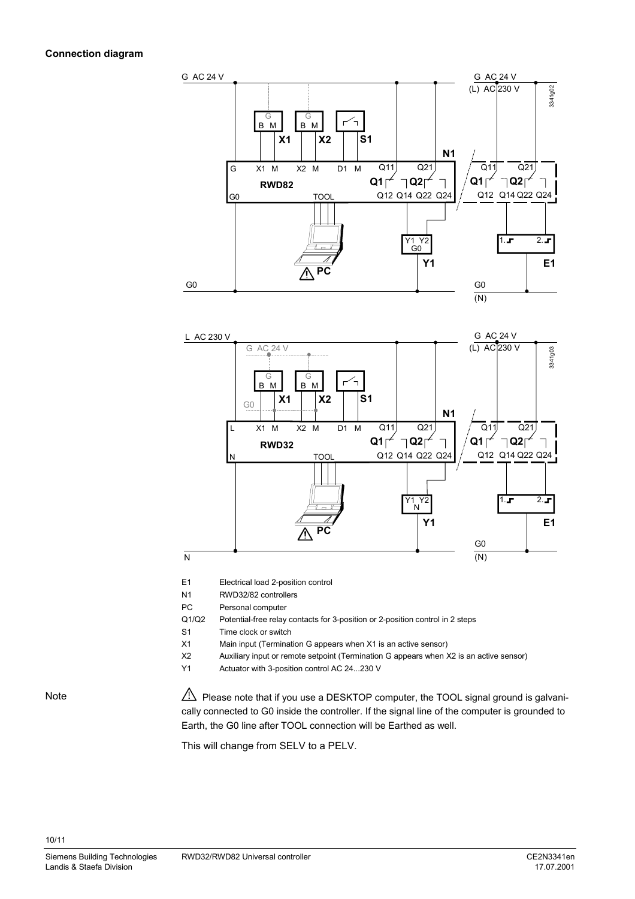#### Connection diagram

| | |
|---|---|
| E1 | Electrical load 2-position control |
| N1 | RWD32/82 controllers |
| PC | Personal computer |
| Q1/Q2 | Potential-free relay contacts for 3-position or 2-position control in 2 steps |
| S1 | Time clock or switch |
| X1 | Main input (Termination G appears when X1 is an active sensor) |
| X2 | Auxiliary input or remote setpoint (Termination G appears when X2 is an active sensor) |
| Y1 | Actuator with 3-position control AC 24...230 V |

Note

⚠ Please note that if you use a DESKTOP computer, the TOOL signal ground is galvanically connected to G0 inside the controller. If the signal line of the computer is grounded to Earth, the G0 line after TOOL connection will be Earthed as well.

This will change from SELV to a PELV.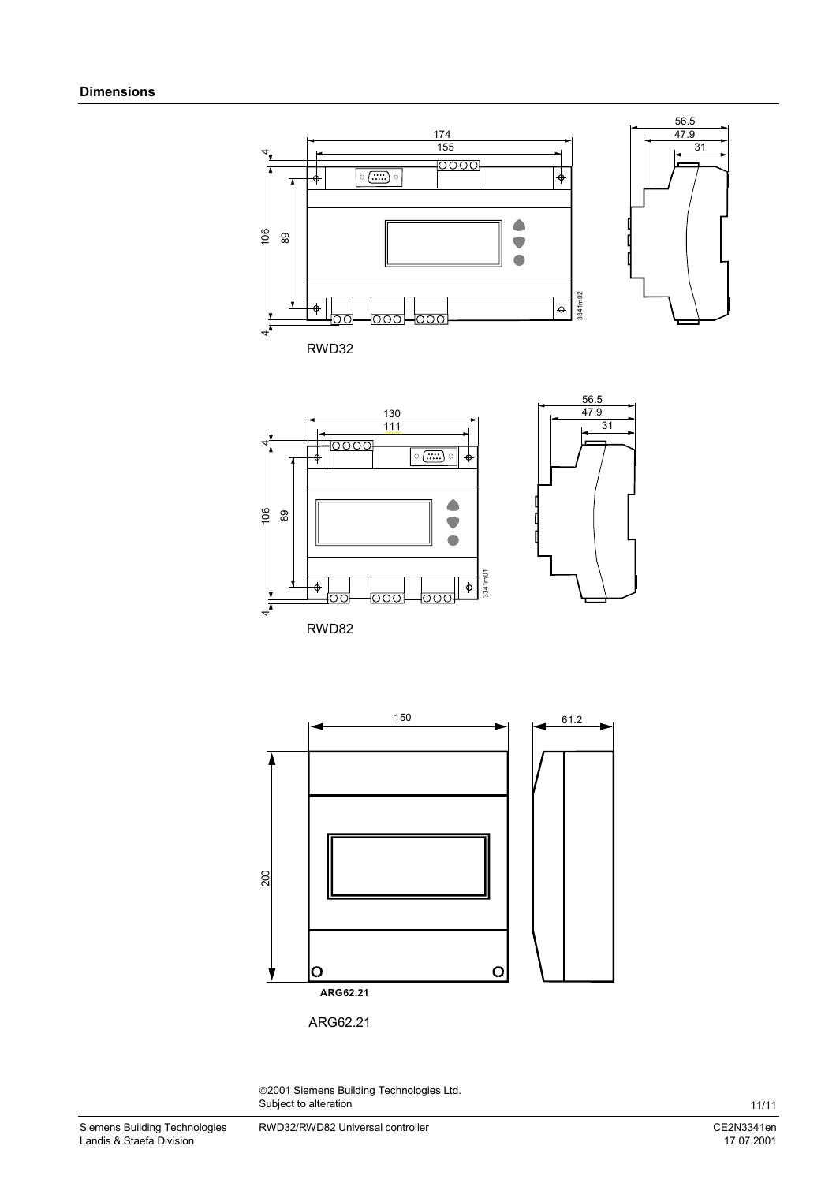## Dimensions

174
155
4
106
89
4
3341m02
56.5
47.9
31

RWD32

130
111
4
106
89
4
3341m01
56.5
47.9
31

RWD82

150
61.2
200
ARG62.21

ARG62.21

©2001 Siemens Building Technologies Ltd.
Subject to alteration